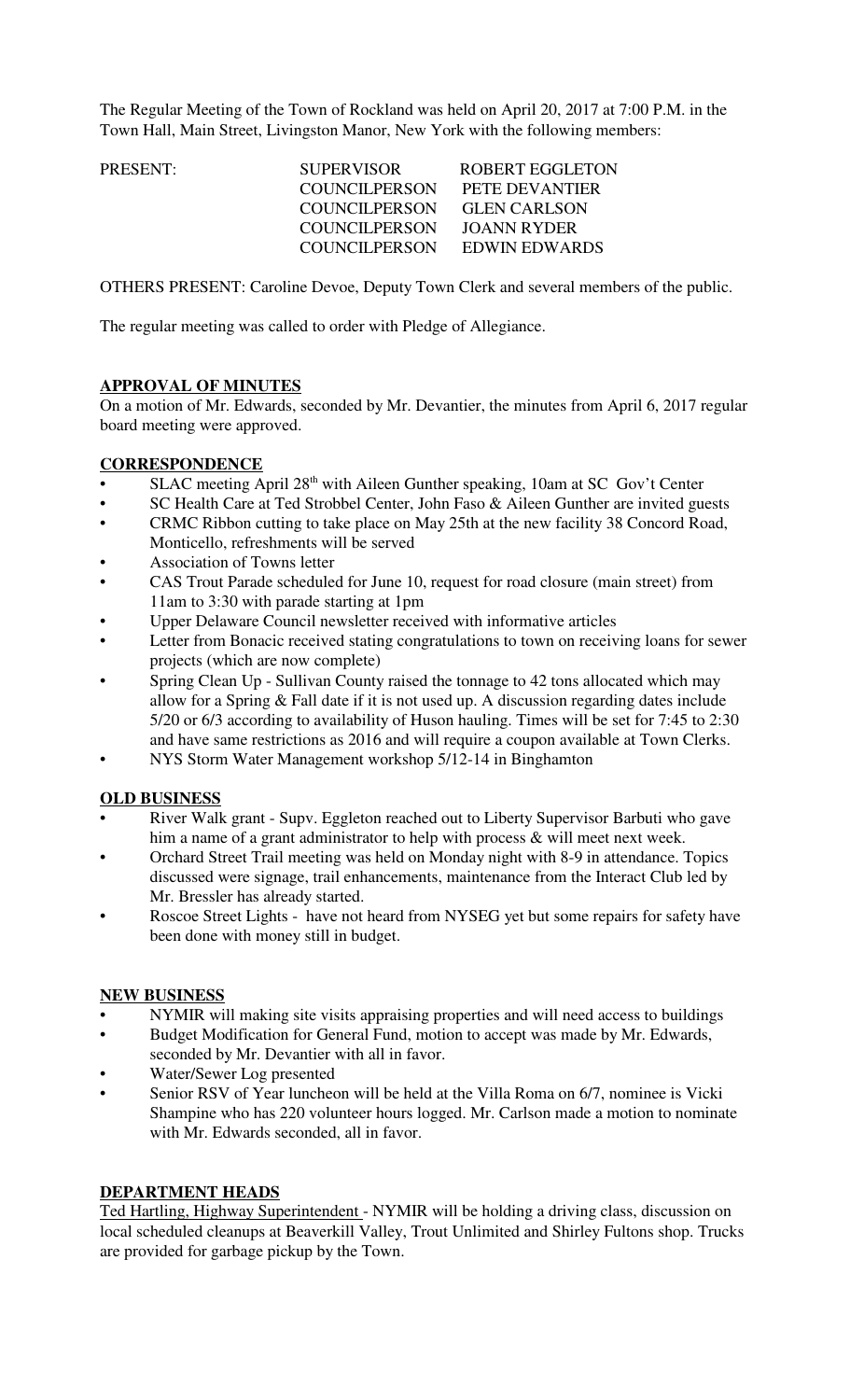The Regular Meeting of the Town of Rockland was held on April 20, 2017 at 7:00 P.M. in the Town Hall, Main Street, Livingston Manor, New York with the following members:

| PRESENT: | SUPERVISOR | ROBERT EGGLETON |
|---|---|---|
| | COUNCILPERSON | PETE DEVANTIER |
| | COUNCILPERSON | GLEN CARLSON |
| | COUNCILPERSON | JOANN RYDER |
| | COUNCILPERSON | EDWIN EDWARDS |

OTHERS PRESENT: Caroline Devoe, Deputy Town Clerk and several members of the public.

The regular meeting was called to order with Pledge of Allegiance.

## APPROVAL OF MINUTES

On a motion of Mr. Edwards, seconded by Mr. Devantier, the minutes from April 6, 2017 regular board meeting were approved.

## CORRESPONDENCE

- SLAC meeting April 28th with Aileen Gunther speaking, 10am at SC Gov't Center
- SC Health Care at Ted Strobbel Center, John Faso & Aileen Gunther are invited guests
- CRMC Ribbon cutting to take place on May 25th at the new facility 38 Concord Road, Monticello, refreshments will be served
- Association of Towns letter
- CAS Trout Parade scheduled for June 10, request for road closure (main street) from 11am to 3:30 with parade starting at 1pm
- Upper Delaware Council newsletter received with informative articles
- Letter from Bonacic received stating congratulations to town on receiving loans for sewer projects (which are now complete)
- Spring Clean Up - Sullivan County raised the tonnage to 42 tons allocated which may allow for a Spring & Fall date if it is not used up. A discussion regarding dates include 5/20 or 6/3 according to availability of Huson hauling. Times will be set for 7:45 to 2:30 and have same restrictions as 2016 and will require a coupon available at Town Clerks.
- NYS Storm Water Management workshop 5/12-14 in Binghamton

## OLD BUSINESS

- River Walk grant - Supv. Eggleton reached out to Liberty Supervisor Barbuti who gave him a name of a grant administrator to help with process & will meet next week.
- Orchard Street Trail meeting was held on Monday night with 8-9 in attendance. Topics discussed were signage, trail enhancements, maintenance from the Interact Club led by Mr. Bressler has already started.
- Roscoe Street Lights - have not heard from NYSEG yet but some repairs for safety have been done with money still in budget.

## NEW BUSINESS

- NYMIR will making site visits appraising properties and will need access to buildings
- Budget Modification for General Fund, motion to accept was made by Mr. Edwards, seconded by Mr. Devantier with all in favor.
- Water/Sewer Log presented
- Senior RSV of Year luncheon will be held at the Villa Roma on 6/7, nominee is Vicki Shampine who has 220 volunteer hours logged. Mr. Carlson made a motion to nominate with Mr. Edwards seconded, all in favor.

## DEPARTMENT HEADS

Ted Hartling, Highway Superintendent - NYMIR will be holding a driving class, discussion on local scheduled cleanups at Beaverkill Valley, Trout Unlimited and Shirley Fultons shop. Trucks are provided for garbage pickup by the Town.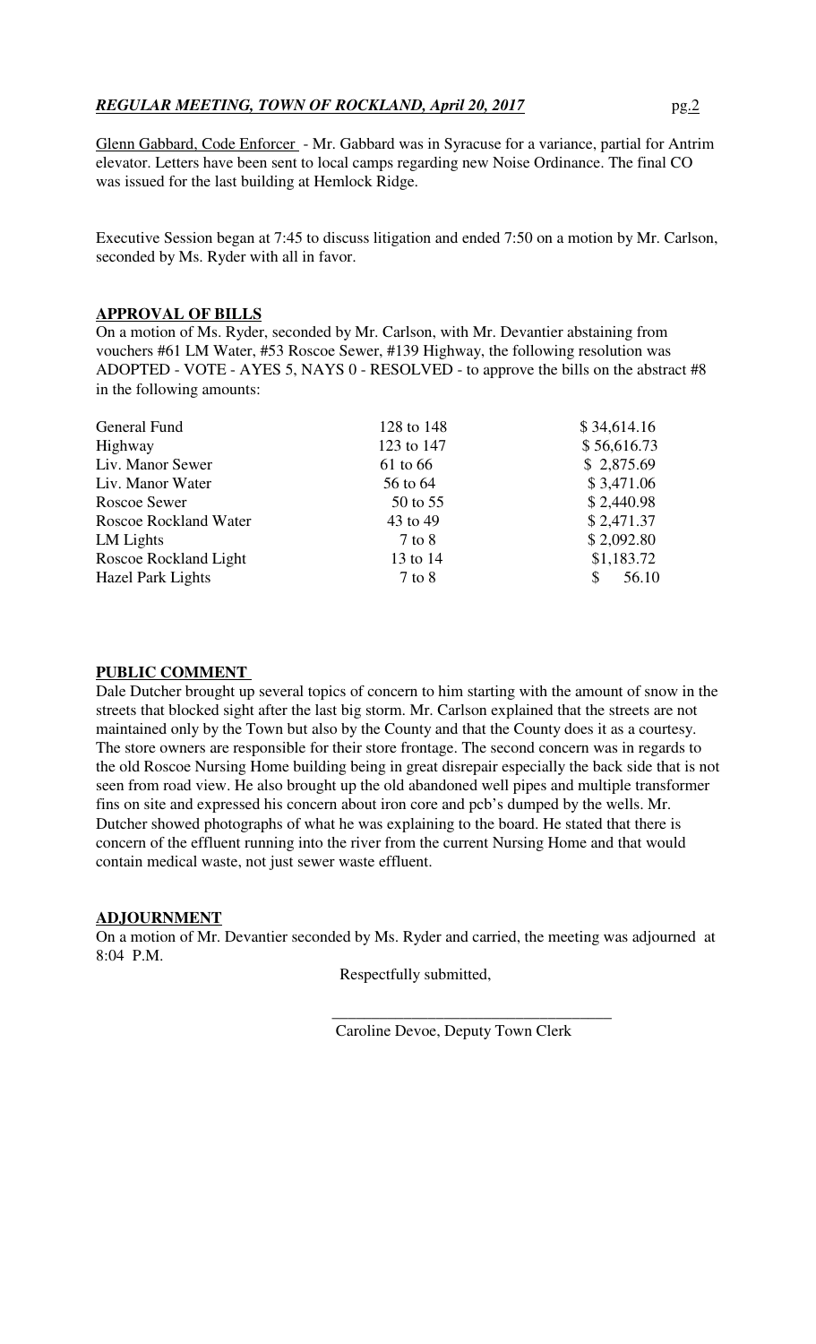Glenn Gabbard, Code Enforcer - Mr. Gabbard was in Syracuse for a variance, partial for Antrim elevator. Letters have been sent to local camps regarding new Noise Ordinance. The final CO was issued for the last building at Hemlock Ridge.

Executive Session began at 7:45 to discuss litigation and ended 7:50 on a motion by Mr. Carlson, seconded by Ms. Ryder with all in favor.

## APPROVAL OF BILLS

On a motion of Ms. Ryder, seconded by Mr. Carlson, with Mr. Devantier abstaining from vouchers #61 LM Water, #53 Roscoe Sewer, #139 Highway, the following resolution was ADOPTED - VOTE - AYES 5, NAYS 0 - RESOLVED - to approve the bills on the abstract #8 in the following amounts:

| | | |
|---|---|---|
| General Fund | 128 to 148 | $ 34,614.16 |
| Highway | 123 to 147 | $ 56,616.73 |
| Liv. Manor Sewer | 61 to 66 | $ 2,875.69 |
| Liv. Manor Water | 56 to 64 | $ 3,471.06 |
| Roscoe Sewer | 50 to 55 | $ 2,440.98 |
| Roscoe Rockland Water | 43 to 49 | $ 2,471.37 |
| LM Lights | 7 to 8 | $ 2,092.80 |
| Roscoe Rockland Light | 13 to 14 | $1,183.72 |
| Hazel Park Lights | 7 to 8 | $ 56.10 |

## PUBLIC COMMENT

Dale Dutcher brought up several topics of concern to him starting with the amount of snow in the streets that blocked sight after the last big storm. Mr. Carlson explained that the streets are not maintained only by the Town but also by the County and that the County does it as a courtesy. The store owners are responsible for their store frontage. The second concern was in regards to the old Roscoe Nursing Home building being in great disrepair especially the back side that is not seen from road view. He also brought up the old abandoned well pipes and multiple transformer fins on site and expressed his concern about iron core and pcb's dumped by the wells. Mr. Dutcher showed photographs of what he was explaining to the board. He stated that there is concern of the effluent running into the river from the current Nursing Home and that would contain medical waste, not just sewer waste effluent.

## ADJOURNMENT

On a motion of Mr. Devantier seconded by Ms. Ryder and carried, the meeting was adjourned at 8:04 P.M.

Respectfully submitted,

___________________________________

Caroline Devoe, Deputy Town Clerk